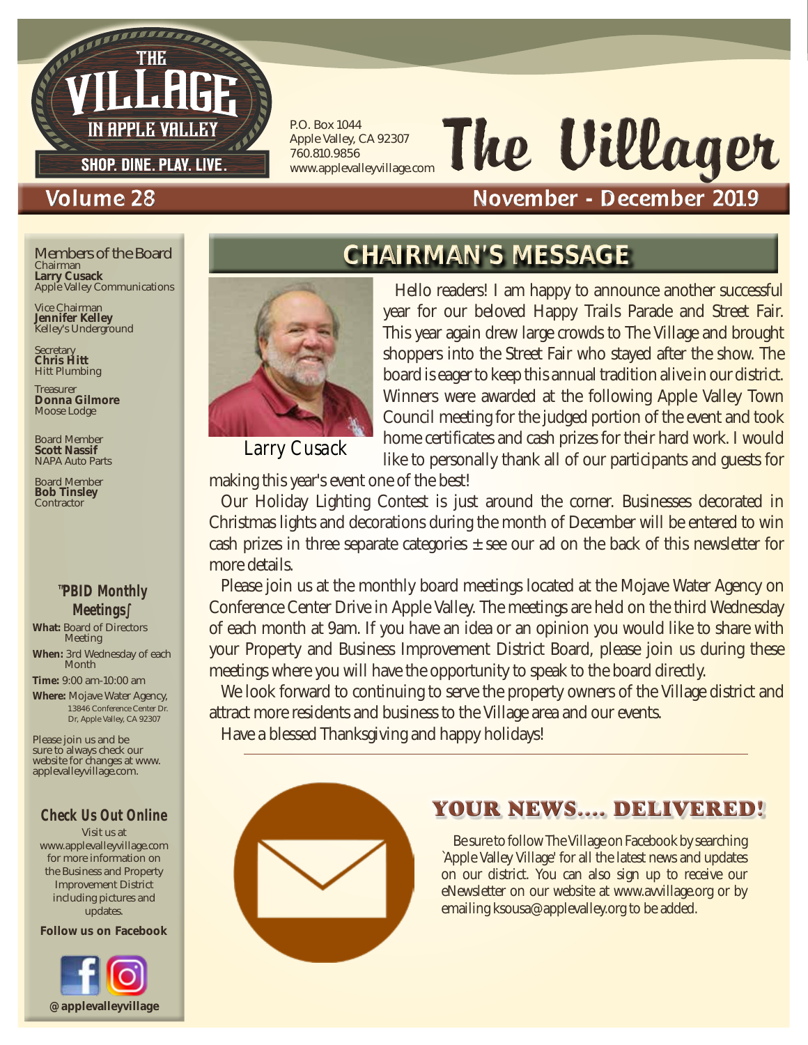# The Villager

THE VILLAGE IN APPLE VALLEY
SHOP. DINE. PLAY. LIVE.

P.O. Box 1044
Apple Valley, CA 92307
760.810.9856
www.applevalleyvillage.com

**Volume 28** — **November - December 2019**

## CHAIRMAN'S MESSAGE

Larry Cusack

Hello readers! I am happy to announce another successful year for our beloved Happy Trails Parade and Street Fair. This year again drew large crowds to The Village and brought shoppers into the Street Fair who stayed after the show. The board is eager to keep this annual tradition alive in our district. Winners were awarded at the following Apple Valley Town Council meeting for the judged portion of the event and took home certificates and cash prizes for their hard work. I would like to personally thank all of our participants and guests for making this year's event one of the best!

Our Holiday Lighting Contest is just around the corner. Businesses decorated in Christmas lights and decorations during the month of December will be entered to win cash prizes in three separate categories ± see our ad on the back of this newsletter for more details.

Please join us at the monthly board meetings located at the Mojave Water Agency on Conference Center Drive in Apple Valley. The meetings are held on the third Wednesday of each month at 9am. If you have an idea or an opinion you would like to share with your Property and Business Improvement District Board, please join us during these meetings where you will have the opportunity to speak to the board directly.

We look forward to continuing to serve the property owners of the Village district and attract more residents and business to the Village area and our events.

Have a blessed Thanksgiving and happy holidays!

## YOUR NEWS.... DELIVERED!

Be sure to follow The Village on Facebook by searching `Apple Valley Village' for all the latest news and updates on our district. You can also sign up to receive our eNewsletter on our website at www.avvillage.org or by emailing ksousa@applevalley.org to be added.

---

### Members of the Board

Chairman
**Larry Cusack**
Apple Valley Communications

Vice Chairman
**Jennifer Kelley**
Kelley's Underground

Secretary
**Chris Hitt**
Hitt Plumbing

Treasurer
**Donna Gilmore**
Moose Lodge

Board Member
**Scott Nassif**
NAPA Auto Parts

Board Member
**Bob Tinsley**
Contractor

### "PBID Monthly Meetings"

**What:** Board of Directors Meeting

**When:** 3rd Wednesday of each Month

**Time:** 9:00 am-10:00 am

**Where:** Mojave Water Agency, 13846 Conference Center Dr. Dr, Apple Valley, CA 92307

Please join us and be sure to always check our website for changes at www.applevalleyvillage.com.

### Check Us Out Online

Visit us at www.applevalleyvillage.com for more information on the Business and Property Improvement District including pictures and updates.

**Follow us on Facebook**

**@applevalleyvillage**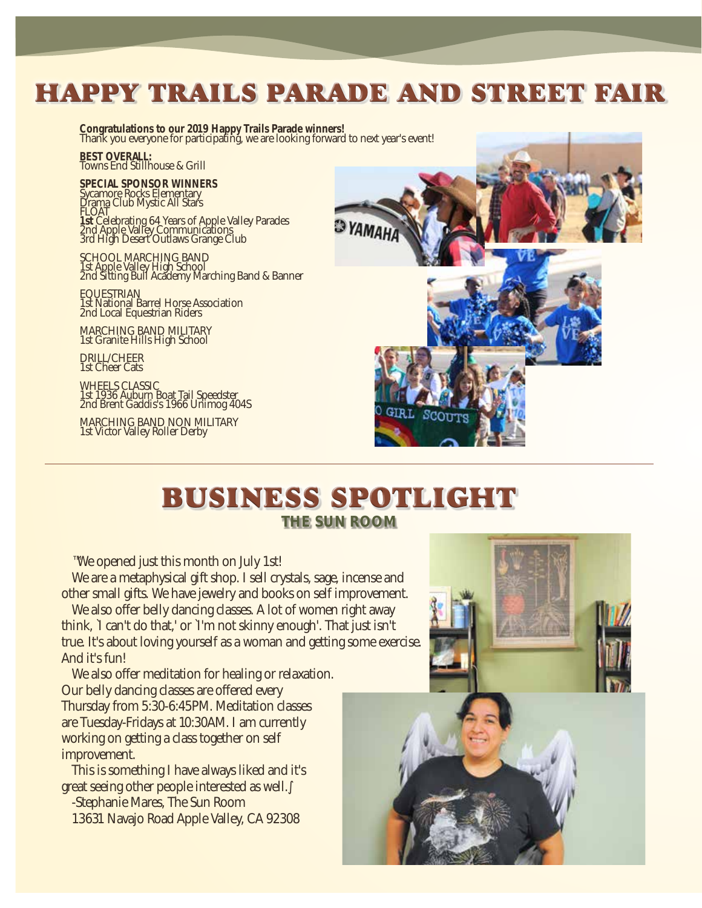# HAPPY TRAILS PARADE AND STREET FAIR

**Congratulations to our 2019 Happy Trails Parade winners!**
Thank you everyone for participating, we are looking forward to next year's event!

**BEST OVERALL:**
Towns End Stillhouse & Grill

**SPECIAL SPONSOR WINNERS**
Sycamore Rocks Elementary
Drama Club Mystic All Stars

FLOAT
**1st** Celebrating 64 Years of Apple Valley Parades
2nd Apple Valley Communications
3rd High Desert Outlaws Grange Club

SCHOOL MARCHING BAND
1st Apple Valley High School
2nd Sitting Bull Academy Marching Band & Banner

EQUESTRIAN
1st National Barrel Horse Association
2nd Local Equestrian Riders

MARCHING BAND MILITARY
1st Granite Hills High School

DRILL/CHEER
1st Cheer Cats

WHEELS CLASSIC
1st 1936 Auburn Boat Tail Speedster
2nd Brent Gaddis's 1966 Unimog 404S

MARCHING BAND NON MILITARY
1st Victor Valley Roller Derby

---

# BUSINESS SPOTLIGHT

## THE SUN ROOM

"We opened just this month on July 1st!

We are a metaphysical gift shop. I sell crystals, sage, incense and other small gifts. We have jewelry and books on self improvement.

We also offer belly dancing classes. A lot of women right away think, 'I can't do that,' or 'I'm not skinny enough'. That just isn't true. It's about loving yourself as a woman and getting some exercise. And it's fun!

We also offer meditation for healing or relaxation. Our belly dancing classes are offered every Thursday from 5:30-6:45PM. Meditation classes are Tuesday-Fridays at 10:30AM. I am currently working on getting a class together on self improvement.

This is something I have always liked and it's great seeing other people interested as well."

-Stephanie Mares, The Sun Room
13631 Navajo Road Apple Valley, CA 92308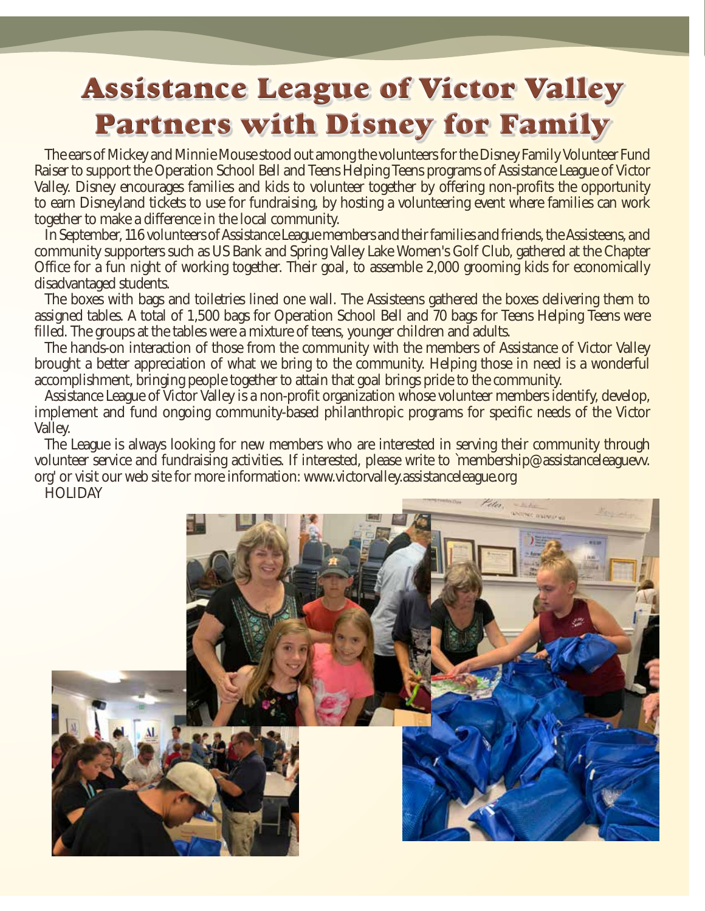# Assistance League of Victor Valley Partners with Disney for Family

The ears of Mickey and Minnie Mouse stood out among the volunteers for the Disney Family Volunteer Fund Raiser to support the Operation School Bell and Teens Helping Teens programs of Assistance League of Victor Valley. Disney encourages families and kids to volunteer together by offering non-profits the opportunity to earn Disneyland tickets to use for fundraising, by hosting a volunteering event where families can work together to make a difference in the local community.

In September, 116 volunteers of Assistance League members and their families and friends, the Assisteens, and community supporters such as US Bank and Spring Valley Lake Women's Golf Club, gathered at the Chapter Office for a fun night of working together. Their goal, to assemble 2,000 grooming kids for economically disadvantaged students.

The boxes with bags and toiletries lined one wall. The Assisteens gathered the boxes delivering them to assigned tables. A total of 1,500 bags for Operation School Bell and 70 bags for Teens Helping Teens were filled. The groups at the tables were a mixture of teens, younger children and adults.

The hands-on interaction of those from the community with the members of Assistance of Victor Valley brought a better appreciation of what we bring to the community. Helping those in need is a wonderful accomplishment, bringing people together to attain that goal brings pride to the community.

Assistance League of Victor Valley is a non-profit organization whose volunteer members identify, develop, implement and fund ongoing community-based philanthropic programs for specific needs of the Victor Valley.

The League is always looking for new members who are interested in serving their community through volunteer service and fundraising activities. If interested, please write to `membership@assistanceleaguevv.org' or visit our web site for more information: www.victorvalley.assistanceleague.org

HOLIDAY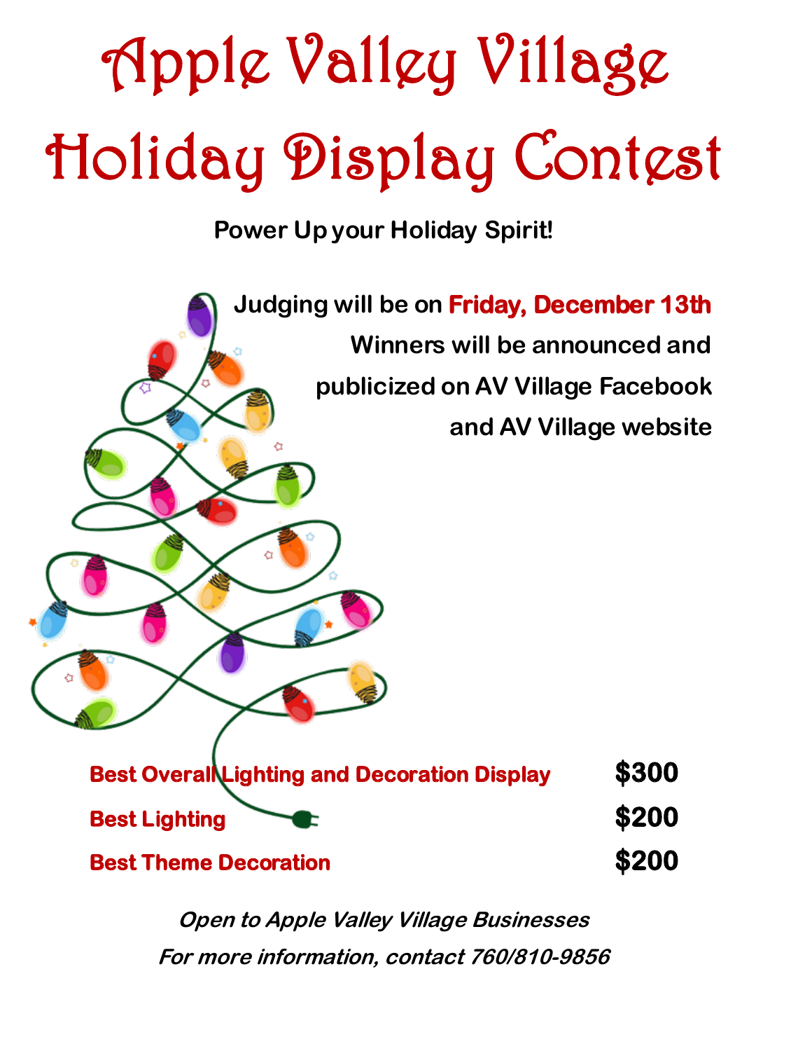# Apple Valley Village Holiday Display Contest

**Power Up your Holiday Spirit!**

**Judging will be on Friday, December 13th**

**Winners will be announced and publicized on AV Village Facebook and AV Village website**

| | |
|---|---|
| **Best Overall Lighting and Decoration Display** | **$300** |
| **Best Lighting** | **$200** |
| **Best Theme Decoration** | **$200** |

***Open to Apple Valley Village Businesses***

***For more information, contact 760/810-9856***